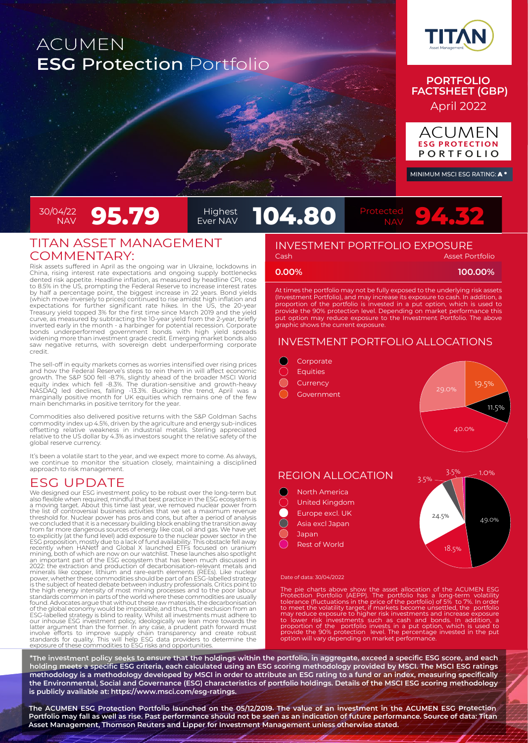# ACUMEN **ESG Protection** Portfolio

TITAN Asset Management

**PORTFOLIO FACTSHEET (GBP)**
April 2022

ACUMEN
ESG PROTECTION
PORTFOLIO

MINIMUM MSCI ESG RATING: **A \***

| 30/04/22 NAV | Highest Ever NAV | Protected NAV |
|---|---|---|
| **95.79** | **104.80** | **94.32** |

## TITAN ASSET MANAGEMENT COMMENTARY:

Risk assets suffered in April as the ongoing war in Ukraine, lockdowns in China, rising interest rate expectations and ongoing supply bottlenecks dented risk appetite. Headline inflation, as measured by headline CPI, rose to 8.5% in the US, prompting the Federal Reserve to increase interest rates by half a percentage point, the biggest increase in 22 years. Bond yields (which move inversely to prices) continued to rise amidst high inflation and expectations for further significant rate hikes. In the US, the 20-year Treasury yield topped 3% for the first time since March 2019 and the yield curve, as measured by subtracting the 10-year yield from the 2-year, briefly inverted early in the month - a harbinger for potential recession. Corporate bonds underperformed government bonds with high yield spreads widening more than investment grade credit. Emerging market bonds also saw negative returns, with sovereign debt underperforming corporate credit.

The sell-off in equity markets comes as worries intensified over rising prices and how the Federal Reserve's steps to rein them in will affect economic growth. The S&P 500 fell -8.7%, slightly ahead of the broader MSCI World equity index which fell -8.3%. The duration-sensitive and growth-heavy NASDAQ led declines, falling -13.3%. Bucking the trend, April was a marginally positive month for UK equities which remains one of the few main benchmarks in positive territory for the year.

Commodities also delivered positive returns with the S&P Goldman Sachs commodity index up 4.5%, driven by the agriculture and energy sub-indices offsetting relative weakness in industrial metals. Sterling appreciated relative to the US dollar by 4.3% as investors sought the relative safety of the global reserve currency.

It's been a volatile start to the year, and we expect more to come. As always, we continue to monitor the situation closely, maintaining a disciplined approach to risk management.

## ESG UPDATE

We designed our ESG investment policy to be robust over the long-term but also flexible when required, mindful that best practice in the ESG ecosystem is a moving target. About this time last year, we removed nuclear power from the list of controversial business activities that we set a maximum revenue threshold for. Nuclear power has pros and cons, but after a period of analysis we concluded that it is a necessary building block enabling the transition away from far more dangerous sources of energy like coal, oil and gas. We have yet to explicitly (at the fund level) add exposure to the nuclear power sector in the ESG proposition, mostly due to a lack of fund availability. This obstacle fell away recently when HANetf and Global X launched ETFs focused on uranium mining, both of which are now on our watchlist. These launches also spotlight an important part of the ESG ecosystem that has been much discussed in 2022: the extraction and production of decarbonisation-relevant metals and minerals like copper, lithium and rare-earth elements (REEs). Like nuclear power, whether these commodities should be part of an ESG-labelled strategy is the subject of heated debate between industry professionals. Critics point to the high energy intensity of most mining processes and to the poor labour standards common in parts of the world where these commodities are usually found. Advocates argue that without these raw materials, the decarbonisation of the global economy would be impossible, and thus, their exclusion from an ESG-labelled strategy is blind to reality. Whilst all investments must adhere to our inhouse ESG investment policy, ideologically we lean more towards the latter argument than the former. In any case, a prudent path forward must involve efforts to improve supply chain transparency and create robust standards for quality. This will help ESG data providers to determine the exposure of these commodities to ESG risks and opportunities.

## INVESTMENT PORTFOLIO EXPOSURE

| Cash | Asset Portfolio |
|---|---|
| **0.00%** | **100.00%** |

At times the portfolio may not be fully exposed to the underlying risk assets (Investment Portfolio), and may increase its exposure to cash. In addition, a proportion of the portfolio is invested in a put option, which is used to provide the 90% protection level. Depending on market performance this put option may reduce exposure to the Investment Portfolio. The above graphic shows the current exposure.

## INVESTMENT PORTFOLIO ALLOCATIONS

| Allocation | % |
|---|---|
| Corporate | 11.5% |
| Equities | 40.0% |
| Currency | 29.0% |
| Government | 19.5% |

## REGION ALLOCATION

| Region | % |
|---|---|
| North America | 49.0% |
| United Kingdom | 18.5% |
| Europe excl. UK | 24.5% |
| Asia excl Japan | 3.5% |
| Japan | 3.5% |
| Rest of World | 1.0% |

Date of data: 30/04/2022

The pie charts above show the asset allocation of the ACUMEN ESG Protection Portfolio (AEPP). The portfolio has a long-term volatility tolerance (fluctuations in the price of the portfolio) of 5% to 7%. In order to meet the volatility target, if markets become unsettled, the portfolio may reduce exposure to higher risk investments and increase exposure to lower risk investments such as cash and bonds. In addition, a proportion of the portfolio invests in a put option, which is used to provide the 90% protection level. The percentage invested in the put option will vary depending on market performance.

**\*The investment policy seeks to ensure that the holdings within the portfolio, in aggregate, exceed a specific ESG score, and each holding meets a specific ESG criteria, each calculated using an ESG scoring methodology provided by MSCI. The MSCI ESG ratings methodology is a methodology developed by MSCI in order to attribute an ESG rating to a fund or an index, measuring specifically the Environmental, Social and Governance (ESG) characteristics of portfolio holdings. Details of the MSCI ESG scoring methodology is publicly available at: https://www.msci.com/esg-ratings.**

**The ACUMEN ESG Protection Portfolio launched on the 05/12/2019. The value of an investment in the ACUMEN ESG Protection Portfolio may fall as well as rise. Past performance should not be seen as an indication of future performance. Source of data: Titan Asset Management, Thomson Reuters and Lipper for Investment Management unless otherwise stated.**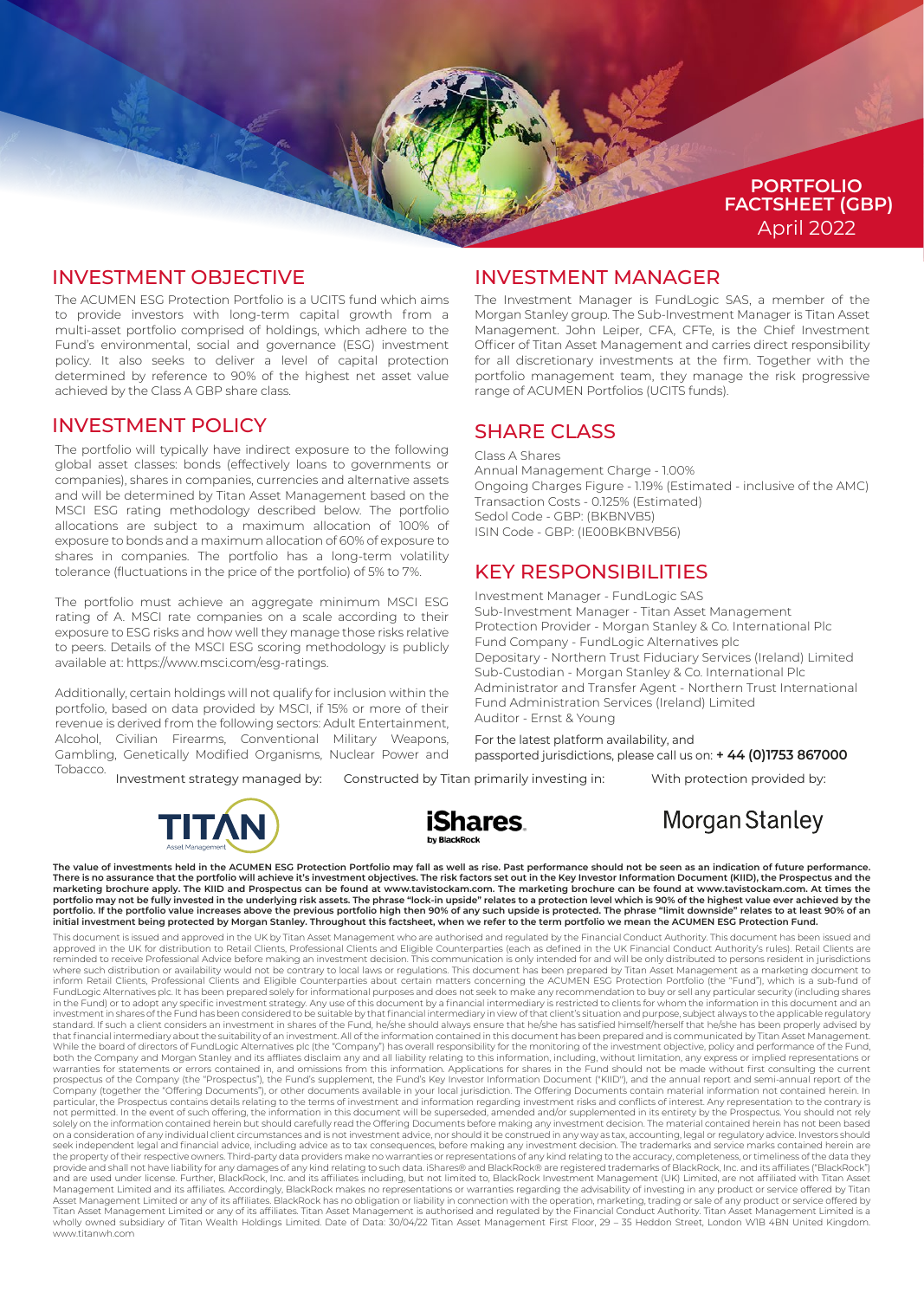PORTFOLIO FACTSHEET (GBP)
April 2022

## INVESTMENT OBJECTIVE

The ACUMEN ESG Protection Portfolio is a UCITS fund which aims to provide investors with long-term capital growth from a multi-asset portfolio comprised of holdings, which adhere to the Fund's environmental, social and governance (ESG) investment policy. It also seeks to deliver a level of capital protection determined by reference to 90% of the highest net asset value achieved by the Class A GBP share class.

## INVESTMENT POLICY

The portfolio will typically have indirect exposure to the following global asset classes: bonds (effectively loans to governments or companies), shares in companies, currencies and alternative assets and will be determined by Titan Asset Management based on the MSCI ESG rating methodology described below. The portfolio allocations are subject to a maximum allocation of 100% of exposure to bonds and a maximum allocation of 60% of exposure to shares in companies. The portfolio has a long-term volatility tolerance (fluctuations in the price of the portfolio) of 5% to 7%.

The portfolio must achieve an aggregate minimum MSCI ESG rating of A. MSCI rate companies on a scale according to their exposure to ESG risks and how well they manage those risks relative to peers. Details of the MSCI ESG scoring methodology is publicly available at: https://www.msci.com/esg-ratings.

Additionally, certain holdings will not qualify for inclusion within the portfolio, based on data provided by MSCI, if 15% or more of their revenue is derived from the following sectors: Adult Entertainment, Alcohol, Civilian Firearms, Conventional Military Weapons, Gambling, Genetically Modified Organisms, Nuclear Power and Tobacco.

## INVESTMENT MANAGER

The Investment Manager is FundLogic SAS, a member of the Morgan Stanley group. The Sub-Investment Manager is Titan Asset Management. John Leiper, CFA, CFTe, is the Chief Investment Officer of Titan Asset Management and carries direct responsibility for all discretionary investments at the firm. Together with the portfolio management team, they manage the risk progressive range of ACUMEN Portfolios (UCITS funds).

## SHARE CLASS

Class A Shares
Annual Management Charge - 1.00%
Ongoing Charges Figure - 1.19% (Estimated - inclusive of the AMC)
Transaction Costs - 0.125% (Estimated)
Sedol Code - GBP: (BKBNVB5)
ISIN Code - GBP: (IE00BKBNVB56)

## KEY RESPONSIBILITIES

Investment Manager - FundLogic SAS
Sub-Investment Manager - Titan Asset Management
Protection Provider - Morgan Stanley & Co. International Plc
Fund Company - FundLogic Alternatives plc
Depositary - Northern Trust Fiduciary Services (Ireland) Limited
Sub-Custodian - Morgan Stanley & Co. International Plc
Administrator and Transfer Agent - Northern Trust International Fund Administration Services (Ireland) Limited
Auditor - Ernst & Young

For the latest platform availability, and passported jurisdictions, please call us on: **+ 44 (0)1753 867000**

Investment strategy managed by: TITAN Asset Management

Constructed by Titan primarily investing in: iShares by BlackRock

With protection provided by: Morgan Stanley

**The value of investments held in the ACUMEN ESG Protection Portfolio may fall as well as rise. Past performance should not be seen as an indication of future performance. There is no assurance that the portfolio will achieve it's investment objectives. The risk factors set out in the Key Investor Information Document (KIID), the Prospectus and the marketing brochure apply. The KIID and Prospectus can be found at www.tavistockam.com. The marketing brochure can be found at www.tavistockam.com. At times the portfolio may not be fully invested in the underlying risk assets. The phrase "lock-in upside" relates to a protection level which is 90% of the highest value ever achieved by the portfolio. If the portfolio value increases above the previous portfolio high then 90% of any such upside is protected. The phrase "limit downside" relates to at least 90% of an initial investment being protected by Morgan Stanley. Throughout this factsheet, when we refer to the term portfolio we mean the ACUMEN ESG Protection Fund.**

This document is issued and approved in the UK by Titan Asset Management who are authorised and regulated by the Financial Conduct Authority. This document has been issued and approved in the UK for distribution to Retail Clients, Professional Clients and Eligible Counterparties (each as defined in the UK Financial Conduct Authority's rules). Retail Clients are reminded to receive Professional Advice before making an investment decision. This communication is only intended for and will be only distributed to persons resident in jurisdictions where such distribution or availability would not be contrary to local laws or regulations. This document has been prepared by Titan Asset Management as a marketing document to inform Retail Clients, Professional Clients and Eligible Counterparties about certain matters concerning the ACUMEN ESG Protection Portfolio (the "Fund"), which is a sub-fund of FundLogic Alternatives plc. It has been prepared solely for informational purposes and does not seek to make any recommendation to buy or sell any particular security (including shares in the Fund) or to adopt any specific investment strategy. Any use of this document by a financial intermediary is restricted to clients for whom the information in this document and an investment in shares of the Fund has been considered to be suitable by that financial intermediary in view of that client's situation and purpose, subject always to the applicable regulatory standard. If such a client considers an investment in shares of the Fund, he/she should always ensure that he/she has satisfied himself/herself that he/she has been properly advised by that financial intermediary about the suitability of an investment. All of the information contained in this document has been prepared and is communicated by Titan Asset Management. While the board of directors of FundLogic Alternatives plc (the "Company") has overall responsibility for the monitoring of the investment objective, policy and performance of the Fund, both the Company and Morgan Stanley and its affiliates disclaim any and all liability relating to this information, including, without limitation, any express or implied representations or warranties for statements or errors contained in, and omissions from this information. Applications for shares in the Fund should not be made without first consulting the current prospectus of the Company (the "Prospectus"), the Fund's supplement, the Fund's Key Investor Information Document ("KIID"), and the annual report and semi-annual report of the Company (together the "Offering Documents"), or other documents available in your local jurisdiction. The Offering Documents contain material information not contained herein. In particular, the Prospectus contains details relating to the terms of investment and information regarding investment risks and conflicts of interest. Any representation to the contrary is not permitted. In the event of such offering, the information in this document will be superseded, amended and/or supplemented in its entirety by the Prospectus. You should not rely solely on the information contained herein but should carefully read the Offering Documents before making any investment decision. The material contained herein has not been based on a consideration of any individual client circumstances and is not investment advice, nor should it be construed in any way as tax, accounting, legal or regulatory advice. Investors should seek independent legal and financial advice, including advice as to tax consequences, before making any investment decision. The trademarks and service marks contained herein are the property of their respective owners. Third-party data providers make no warranties or representations of any kind relating to the accuracy, completeness, or timeliness of the data they provide and shall not have liability for any damages of any kind relating to such data. iShares® and BlackRock® are registered trademarks of BlackRock, Inc. and its affiliates ("BlackRock") and are used under license. Further, BlackRock, Inc. and its affiliates including, but not limited to, BlackRock Investment Management (UK) Limited, are not affiliated with Titan Asset Management Limited and its affiliates. Accordingly, BlackRock makes no representations or warranties regarding the advisability of investing in any product or service offered by Titan Asset Management Limited or any of its affiliates. BlackRock has no obligation or liability in connection with the operation, marketing, trading or sale of any product or service offered by Titan Asset Management Limited or any of its affiliates. Titan Asset Management is authorised and regulated by the Financial Conduct Authority. Titan Asset Management Limited is a wholly owned subsidiary of Titan Wealth Holdings Limited. Date of Data: 30/04/22 Titan Asset Management First Floor, 29 – 35 Heddon Street, London W1B 4BN United Kingdom. www.titanwh.com